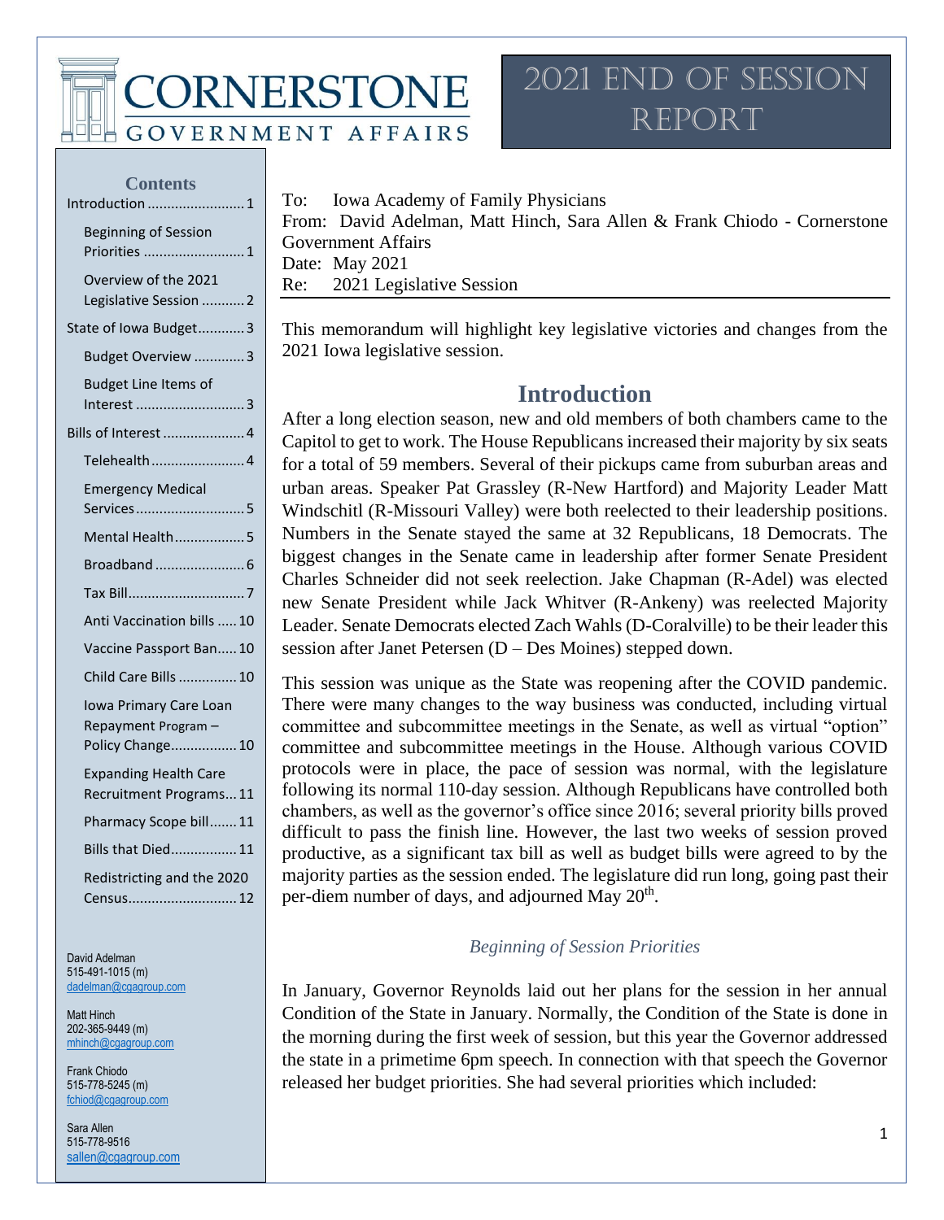# CORNERSTONE GOVERNMENT AFFAIRS

# 2021 End of Session Report

**Contents**

- Introduction ........................ 1
  - Beginning of Session Priorities ........................ 1
  - Overview of the 2021 Legislative Session ........... 2
- State of Iowa Budget ............ 3
  - Budget Overview ............. 3
  - Budget Line Items of Interest ............................ 3
- Bills of Interest ..................... 4
  - Telehealth ........................ 4
  - Emergency Medical Services ............................ 5
  - Mental Health .................. 5
  - Broadband ....................... 6
  - Tax Bill ............................. 7
  - Anti Vaccination bills ..... 10
  - Vaccine Passport Ban ..... 10
  - Child Care Bills ............... 10
  - Iowa Primary Care Loan Repayment Program – Policy Change ................. 10
  - Expanding Health Care Recruitment Programs ... 11
  - Pharmacy Scope bill ....... 11
  - Bills that Died ................. 11
  - Redistricting and the 2020 Census ............................ 12

David Adelman
515-491-1015 (m)
dadelman@cgagroup.com

Matt Hinch
202-365-9449 (m)
mhinch@cgagroup.com

Frank Chiodo
515-778-5245 (m)
fchiod@cgagroup.com

Sara Allen
515-778-9516
sallen@cgagroup.com

To: Iowa Academy of Family Physicians
From: David Adelman, Matt Hinch, Sara Allen & Frank Chiodo - Cornerstone Government Affairs
Date: May 2021
Re: 2021 Legislative Session

This memorandum will highlight key legislative victories and changes from the 2021 Iowa legislative session.

## Introduction

After a long election season, new and old members of both chambers came to the Capitol to get to work. The House Republicans increased their majority by six seats for a total of 59 members. Several of their pickups came from suburban areas and urban areas. Speaker Pat Grassley (R-New Hartford) and Majority Leader Matt Windschitl (R-Missouri Valley) were both reelected to their leadership positions. Numbers in the Senate stayed the same at 32 Republicans, 18 Democrats. The biggest changes in the Senate came in leadership after former Senate President Charles Schneider did not seek reelection. Jake Chapman (R-Adel) was elected new Senate President while Jack Whitver (R-Ankeny) was reelected Majority Leader. Senate Democrats elected Zach Wahls (D-Coralville) to be their leader this session after Janet Petersen (D – Des Moines) stepped down.

This session was unique as the State was reopening after the COVID pandemic. There were many changes to the way business was conducted, including virtual committee and subcommittee meetings in the Senate, as well as virtual "option" committee and subcommittee meetings in the House. Although various COVID protocols were in place, the pace of session was normal, with the legislature following its normal 110-day session. Although Republicans have controlled both chambers, as well as the governor's office since 2016; several priority bills proved difficult to pass the finish line. However, the last two weeks of session proved productive, as a significant tax bill as well as budget bills were agreed to by the majority parties as the session ended. The legislature did run long, going past their per-diem number of days, and adjourned May 20th.

### *Beginning of Session Priorities*

In January, Governor Reynolds laid out her plans for the session in her annual Condition of the State in January. Normally, the Condition of the State is done in the morning during the first week of session, but this year the Governor addressed the state in a primetime 6pm speech. In connection with that speech the Governor released her budget priorities. She had several priorities which included: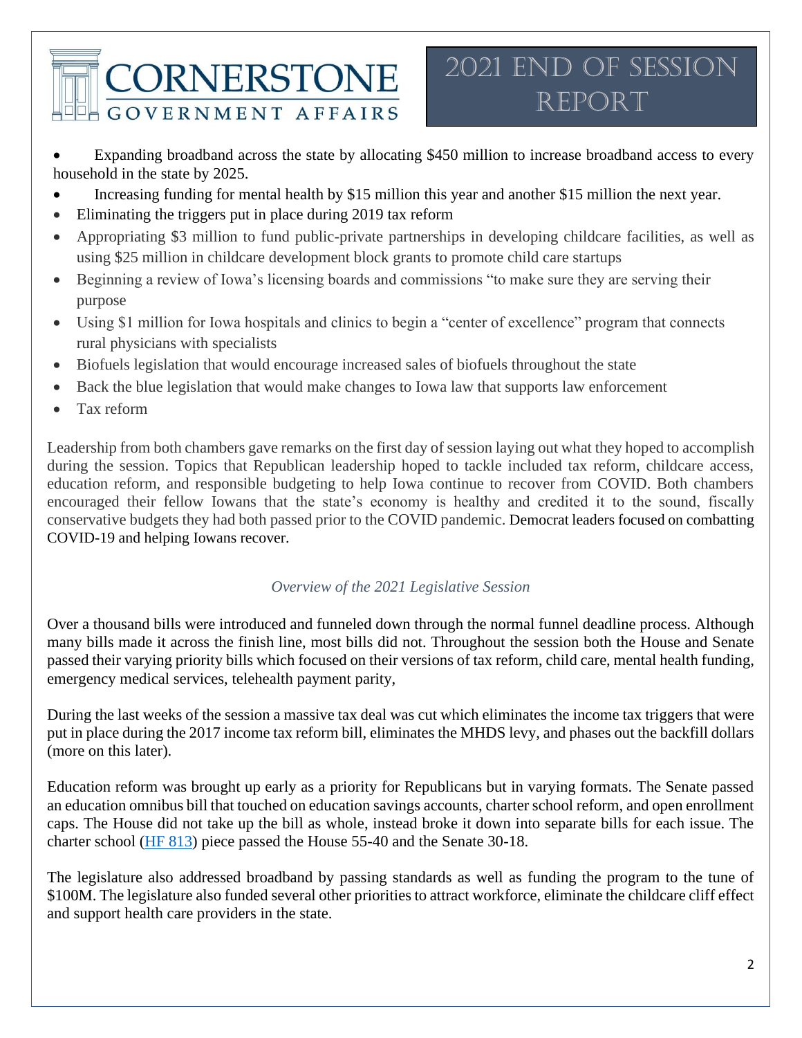- Expanding broadband across the state by allocating $450 million to increase broadband access to every household in the state by 2025.
- Increasing funding for mental health by $15 million this year and another $15 million the next year.
- Eliminating the triggers put in place during 2019 tax reform
- Appropriating $3 million to fund public-private partnerships in developing childcare facilities, as well as using $25 million in childcare development block grants to promote child care startups
- Beginning a review of Iowa's licensing boards and commissions "to make sure they are serving their purpose
- Using $1 million for Iowa hospitals and clinics to begin a "center of excellence" program that connects rural physicians with specialists
- Biofuels legislation that would encourage increased sales of biofuels throughout the state
- Back the blue legislation that would make changes to Iowa law that supports law enforcement
- Tax reform

Leadership from both chambers gave remarks on the first day of session laying out what they hoped to accomplish during the session. Topics that Republican leadership hoped to tackle included tax reform, childcare access, education reform, and responsible budgeting to help Iowa continue to recover from COVID. Both chambers encouraged their fellow Iowans that the state's economy is healthy and credited it to the sound, fiscally conservative budgets they had both passed prior to the COVID pandemic. Democrat leaders focused on combatting COVID-19 and helping Iowans recover.

*Overview of the 2021 Legislative Session*

Over a thousand bills were introduced and funneled down through the normal funnel deadline process. Although many bills made it across the finish line, most bills did not. Throughout the session both the House and Senate passed their varying priority bills which focused on their versions of tax reform, child care, mental health funding, emergency medical services, telehealth payment parity,

During the last weeks of the session a massive tax deal was cut which eliminates the income tax triggers that were put in place during the 2017 income tax reform bill, eliminates the MHDS levy, and phases out the backfill dollars (more on this later).

Education reform was brought up early as a priority for Republicans but in varying formats. The Senate passed an education omnibus bill that touched on education savings accounts, charter school reform, and open enrollment caps. The House did not take up the bill as whole, instead broke it down into separate bills for each issue. The charter school (HF 813) piece passed the House 55-40 and the Senate 30-18.

The legislature also addressed broadband by passing standards as well as funding the program to the tune of $100M. The legislature also funded several other priorities to attract workforce, eliminate the childcare cliff effect and support health care providers in the state.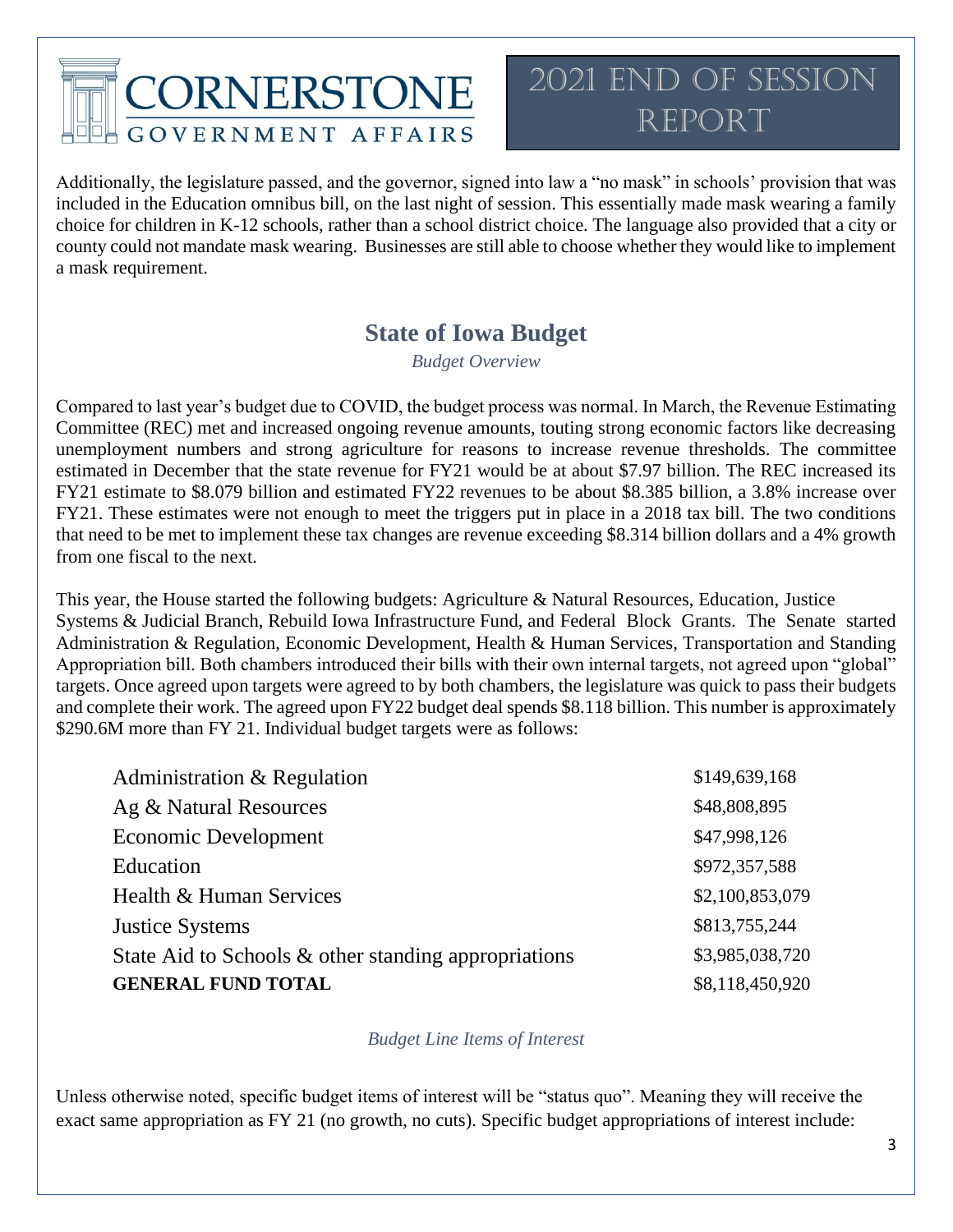Additionally, the legislature passed, and the governor, signed into law a "no mask" in schools' provision that was included in the Education omnibus bill, on the last night of session. This essentially made mask wearing a family choice for children in K-12 schools, rather than a school district choice. The language also provided that a city or county could not mandate mask wearing. Businesses are still able to choose whether they would like to implement a mask requirement.

## State of Iowa Budget

*Budget Overview*

Compared to last year's budget due to COVID, the budget process was normal. In March, the Revenue Estimating Committee (REC) met and increased ongoing revenue amounts, touting strong economic factors like decreasing unemployment numbers and strong agriculture for reasons to increase revenue thresholds. The committee estimated in December that the state revenue for FY21 would be at about $7.97 billion. The REC increased its FY21 estimate to $8.079 billion and estimated FY22 revenues to be about $8.385 billion, a 3.8% increase over FY21. These estimates were not enough to meet the triggers put in place in a 2018 tax bill. The two conditions that need to be met to implement these tax changes are revenue exceeding $8.314 billion dollars and a 4% growth from one fiscal to the next.

This year, the House started the following budgets: Agriculture & Natural Resources, Education, Justice Systems & Judicial Branch, Rebuild Iowa Infrastructure Fund, and Federal Block Grants. The Senate started Administration & Regulation, Economic Development, Health & Human Services, Transportation and Standing Appropriation bill. Both chambers introduced their bills with their own internal targets, not agreed upon "global" targets. Once agreed upon targets were agreed to by both chambers, the legislature was quick to pass their budgets and complete their work. The agreed upon FY22 budget deal spends $8.118 billion. This number is approximately $290.6M more than FY 21. Individual budget targets were as follows:

| | |
|---|---|
| Administration & Regulation | $149,639,168 |
| Ag & Natural Resources | $48,808,895 |
| Economic Development | $47,998,126 |
| Education | $972,357,588 |
| Health & Human Services | $2,100,853,079 |
| Justice Systems | $813,755,244 |
| State Aid to Schools & other standing appropriations | $3,985,038,720 |
| **GENERAL FUND TOTAL** | $8,118,450,920 |

*Budget Line Items of Interest*

Unless otherwise noted, specific budget items of interest will be "status quo". Meaning they will receive the exact same appropriation as FY 21 (no growth, no cuts). Specific budget appropriations of interest include: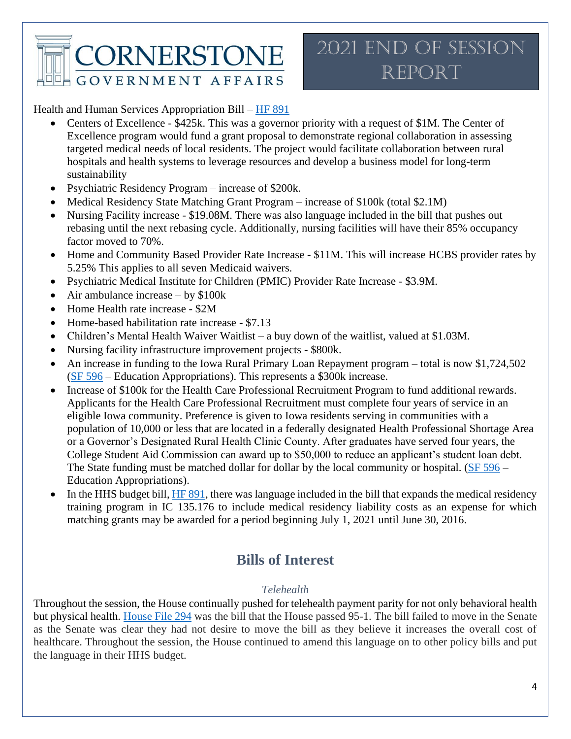Health and Human Services Appropriation Bill – [HF 891]

- Centers of Excellence - $425k. This was a governor priority with a request of $1M. The Center of Excellence program would fund a grant proposal to demonstrate regional collaboration in assessing targeted medical needs of local residents. The project would facilitate collaboration between rural hospitals and health systems to leverage resources and develop a business model for long-term sustainability
- Psychiatric Residency Program – increase of $200k.
- Medical Residency State Matching Grant Program – increase of $100k (total $2.1M)
- Nursing Facility increase - $19.08M. There was also language included in the bill that pushes out rebasing until the next rebasing cycle. Additionally, nursing facilities will have their 85% occupancy factor moved to 70%.
- Home and Community Based Provider Rate Increase - $11M. This will increase HCBS provider rates by 5.25% This applies to all seven Medicaid waivers.
- Psychiatric Medical Institute for Children (PMIC) Provider Rate Increase - $3.9M.
- Air ambulance increase – by $100k
- Home Health rate increase - $2M
- Home-based habilitation rate increase - $7.13
- Children's Mental Health Waiver Waitlist – a buy down of the waitlist, valued at $1.03M.
- Nursing facility infrastructure improvement projects - $800k.
- An increase in funding to the Iowa Rural Primary Loan Repayment program – total is now $1,724,502 ([SF 596] – Education Appropriations). This represents a $300k increase.
- Increase of $100k for the Health Care Professional Recruitment Program to fund additional rewards. Applicants for the Health Care Professional Recruitment must complete four years of service in an eligible Iowa community. Preference is given to Iowa residents serving in communities with a population of 10,000 or less that are located in a federally designated Health Professional Shortage Area or a Governor's Designated Rural Health Clinic County. After graduates have served four years, the College Student Aid Commission can award up to $50,000 to reduce an applicant's student loan debt. The State funding must be matched dollar for dollar by the local community or hospital. ([SF 596] – Education Appropriations).
- In the HHS budget bill, [HF 891], there was language included in the bill that expands the medical residency training program in IC 135.176 to include medical residency liability costs as an expense for which matching grants may be awarded for a period beginning July 1, 2021 until June 30, 2016.

## Bills of Interest

*Telehealth*

Throughout the session, the House continually pushed for telehealth payment parity for not only behavioral health but physical health. [House File 294] was the bill that the House passed 95-1. The bill failed to move in the Senate as the Senate was clear they had not desire to move the bill as they believe it increases the overall cost of healthcare. Throughout the session, the House continued to amend this language on to other policy bills and put the language in their HHS budget.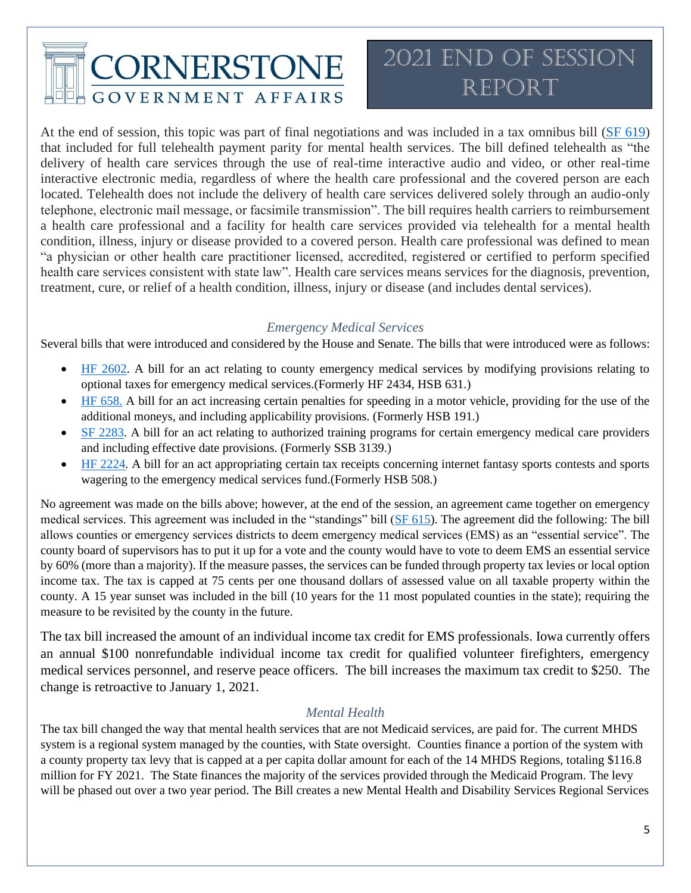At the end of session, this topic was part of final negotiations and was included in a tax omnibus bill ([SF 619](#)) that included for full telehealth payment parity for mental health services. The bill defined telehealth as "the delivery of health care services through the use of real-time interactive audio and video, or other real-time interactive electronic media, regardless of where the health care professional and the covered person are each located. Telehealth does not include the delivery of health care services delivered solely through an audio-only telephone, electronic mail message, or facsimile transmission". The bill requires health carriers to reimbursement a health care professional and a facility for health care services provided via telehealth for a mental health condition, illness, injury or disease provided to a covered person. Health care professional was defined to mean "a physician or other health care practitioner licensed, accredited, registered or certified to perform specified health care services consistent with state law". Health care services means services for the diagnosis, prevention, treatment, cure, or relief of a health condition, illness, injury or disease (and includes dental services).

### *Emergency Medical Services*

Several bills that were introduced and considered by the House and Senate. The bills that were introduced were as follows:

- [HF 2602](#). A bill for an act relating to county emergency medical services by modifying provisions relating to optional taxes for emergency medical services.(Formerly HF 2434, HSB 631.)
- [HF 658.](#) A bill for an act increasing certain penalties for speeding in a motor vehicle, providing for the use of the additional moneys, and including applicability provisions. (Formerly HSB 191.)
- [SF 2283](#). A bill for an act relating to authorized training programs for certain emergency medical care providers and including effective date provisions. (Formerly SSB 3139.)
- [HF 2224](#). A bill for an act appropriating certain tax receipts concerning internet fantasy sports contests and sports wagering to the emergency medical services fund.(Formerly HSB 508.)

No agreement was made on the bills above; however, at the end of the session, an agreement came together on emergency medical services. This agreement was included in the "standings" bill ([SF 615](#)). The agreement did the following: The bill allows counties or emergency services districts to deem emergency medical services (EMS) as an "essential service". The county board of supervisors has to put it up for a vote and the county would have to vote to deem EMS an essential service by 60% (more than a majority). If the measure passes, the services can be funded through property tax levies or local option income tax. The tax is capped at 75 cents per one thousand dollars of assessed value on all taxable property within the county. A 15 year sunset was included in the bill (10 years for the 11 most populated counties in the state); requiring the measure to be revisited by the county in the future.

The tax bill increased the amount of an individual income tax credit for EMS professionals. Iowa currently offers an annual $100 nonrefundable individual income tax credit for qualified volunteer firefighters, emergency medical services personnel, and reserve peace officers. The bill increases the maximum tax credit to $250. The change is retroactive to January 1, 2021.

### *Mental Health*

The tax bill changed the way that mental health services that are not Medicaid services, are paid for. The current MHDS system is a regional system managed by the counties, with State oversight. Counties finance a portion of the system with a county property tax levy that is capped at a per capita dollar amount for each of the 14 MHDS Regions, totaling $116.8 million for FY 2021. The State finances the majority of the services provided through the Medicaid Program. The levy will be phased out over a two year period. The Bill creates a new Mental Health and Disability Services Regional Services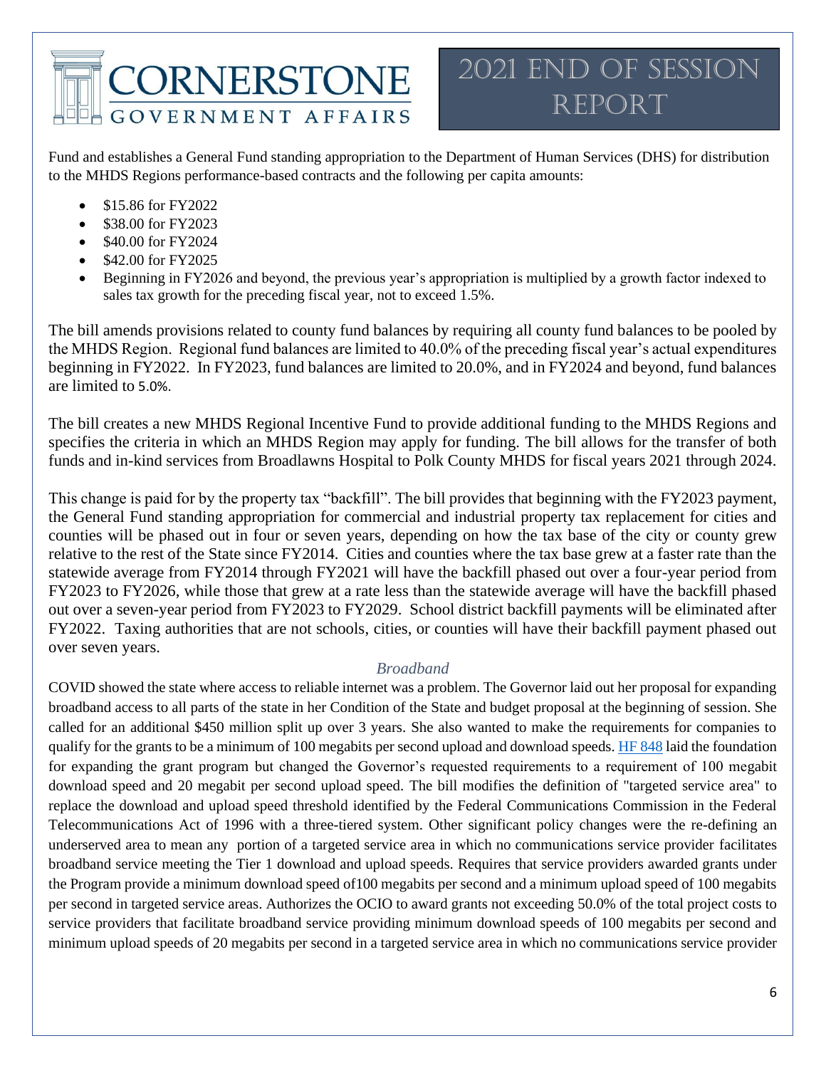Fund and establishes a General Fund standing appropriation to the Department of Human Services (DHS) for distribution to the MHDS Regions performance-based contracts and the following per capita amounts:

- $15.86 for FY2022
- $38.00 for FY2023
- $40.00 for FY2024
- $42.00 for FY2025
- Beginning in FY2026 and beyond, the previous year's appropriation is multiplied by a growth factor indexed to sales tax growth for the preceding fiscal year, not to exceed 1.5%.

The bill amends provisions related to county fund balances by requiring all county fund balances to be pooled by the MHDS Region. Regional fund balances are limited to 40.0% of the preceding fiscal year's actual expenditures beginning in FY2022. In FY2023, fund balances are limited to 20.0%, and in FY2024 and beyond, fund balances are limited to 5.0%.

The bill creates a new MHDS Regional Incentive Fund to provide additional funding to the MHDS Regions and specifies the criteria in which an MHDS Region may apply for funding. The bill allows for the transfer of both funds and in-kind services from Broadlawns Hospital to Polk County MHDS for fiscal years 2021 through 2024.

This change is paid for by the property tax "backfill". The bill provides that beginning with the FY2023 payment, the General Fund standing appropriation for commercial and industrial property tax replacement for cities and counties will be phased out in four or seven years, depending on how the tax base of the city or county grew relative to the rest of the State since FY2014. Cities and counties where the tax base grew at a faster rate than the statewide average from FY2014 through FY2021 will have the backfill phased out over a four-year period from FY2023 to FY2026, while those that grew at a rate less than the statewide average will have the backfill phased out over a seven-year period from FY2023 to FY2029. School district backfill payments will be eliminated after FY2022. Taxing authorities that are not schools, cities, or counties will have their backfill payment phased out over seven years.

### *Broadband*

COVID showed the state where access to reliable internet was a problem. The Governor laid out her proposal for expanding broadband access to all parts of the state in her Condition of the State and budget proposal at the beginning of session. She called for an additional $450 million split up over 3 years. She also wanted to make the requirements for companies to qualify for the grants to be a minimum of 100 megabits per second upload and download speeds. HF 848 laid the foundation for expanding the grant program but changed the Governor's requested requirements to a requirement of 100 megabit download speed and 20 megabit per second upload speed. The bill modifies the definition of "targeted service area" to replace the download and upload speed threshold identified by the Federal Communications Commission in the Federal Telecommunications Act of 1996 with a three-tiered system. Other significant policy changes were the re-defining an underserved area to mean any portion of a targeted service area in which no communications service provider facilitates broadband service meeting the Tier 1 download and upload speeds. Requires that service providers awarded grants under the Program provide a minimum download speed of100 megabits per second and a minimum upload speed of 100 megabits per second in targeted service areas. Authorizes the OCIO to award grants not exceeding 50.0% of the total project costs to service providers that facilitate broadband service providing minimum download speeds of 100 megabits per second and minimum upload speeds of 20 megabits per second in a targeted service area in which no communications service provider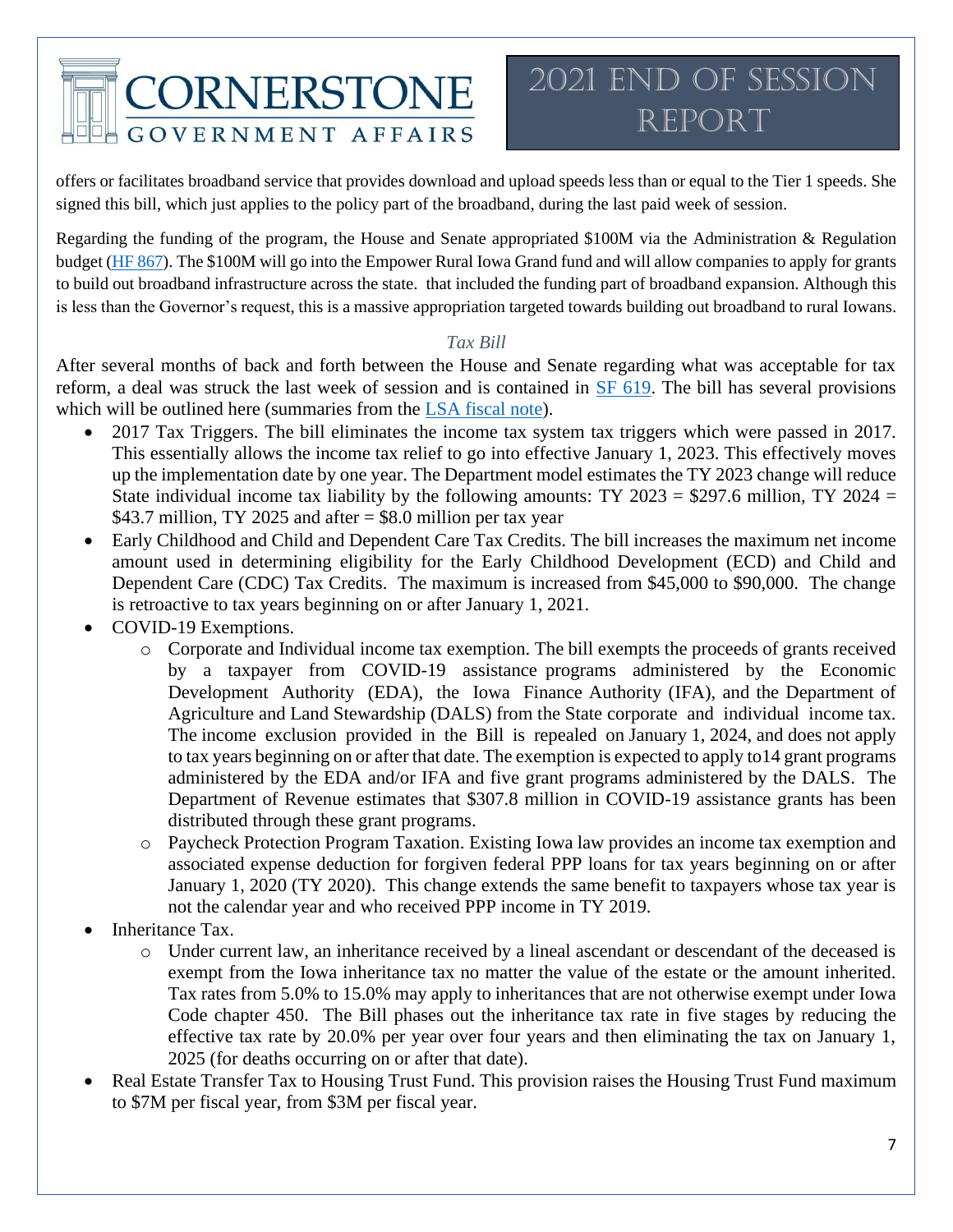offers or facilitates broadband service that provides download and upload speeds less than or equal to the Tier 1 speeds. She signed this bill, which just applies to the policy part of the broadband, during the last paid week of session.

Regarding the funding of the program, the House and Senate appropriated $100M via the Administration & Regulation budget ([HF 867](#)). The $100M will go into the Empower Rural Iowa Grand fund and will allow companies to apply for grants to build out broadband infrastructure across the state.  that included the funding part of broadband expansion. Although this is less than the Governor's request, this is a massive appropriation targeted towards building out broadband to rural Iowans.

### *Tax Bill*

After several months of back and forth between the House and Senate regarding what was acceptable for tax reform, a deal was struck the last week of session and is contained in [SF 619](#). The bill has several provisions which will be outlined here (summaries from the [LSA fiscal note](#)).

- 2017 Tax Triggers. The bill eliminates the income tax system tax triggers which were passed in 2017. This essentially allows the income tax relief to go into effective January 1, 2023. This effectively moves up the implementation date by one year. The Department model estimates the TY 2023 change will reduce State individual income tax liability by the following amounts: TY 2023 = $297.6 million, TY 2024 = $43.7 million, TY 2025 and after = $8.0 million per tax year
- Early Childhood and Child and Dependent Care Tax Credits. The bill increases the maximum net income amount used in determining eligibility for the Early Childhood Development (ECD) and Child and Dependent Care (CDC) Tax Credits.  The maximum is increased from $45,000 to $90,000.  The change is retroactive to tax years beginning on or after January 1, 2021.
- COVID-19 Exemptions.
  - Corporate and Individual income tax exemption. The bill exempts the proceeds of grants received by a taxpayer from COVID-19 assistance programs administered by the Economic Development Authority (EDA), the Iowa Finance Authority (IFA), and the Department of Agriculture and Land Stewardship (DALS) from the State corporate and individual income tax. The income exclusion provided in the Bill is repealed on January 1, 2024, and does not apply to tax years beginning on or after that date. The exemption is expected to apply to14 grant programs administered by the EDA and/or IFA and five grant programs administered by the DALS.  The Department of Revenue estimates that $307.8 million in COVID-19 assistance grants has been distributed through these grant programs.
  - Paycheck Protection Program Taxation. Existing Iowa law provides an income tax exemption and associated expense deduction for forgiven federal PPP loans for tax years beginning on or after January 1, 2020 (TY 2020).  This change extends the same benefit to taxpayers whose tax year is not the calendar year and who received PPP income in TY 2019.
- Inheritance Tax.
  - Under current law, an inheritance received by a lineal ascendant or descendant of the deceased is exempt from the Iowa inheritance tax no matter the value of the estate or the amount inherited. Tax rates from 5.0% to 15.0% may apply to inheritances that are not otherwise exempt under Iowa Code chapter 450.  The Bill phases out the inheritance tax rate in five stages by reducing the effective tax rate by 20.0% per year over four years and then eliminating the tax on January 1, 2025 (for deaths occurring on or after that date).
- Real Estate Transfer Tax to Housing Trust Fund. This provision raises the Housing Trust Fund maximum to $7M per fiscal year, from $3M per fiscal year.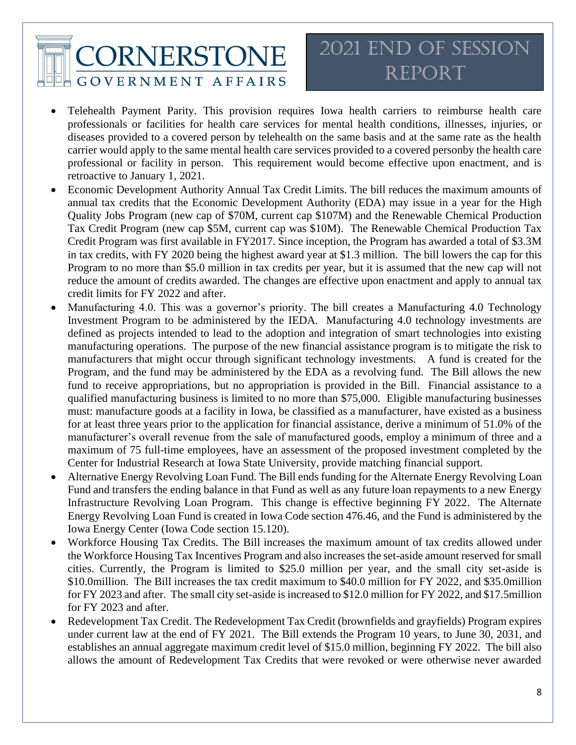- Telehealth Payment Parity. This provision requires Iowa health carriers to reimburse health care professionals or facilities for health care services for mental health conditions, illnesses, injuries, or diseases provided to a covered person by telehealth on the same basis and at the same rate as the health carrier would apply to the same mental health care services provided to a covered personby the health care professional or facility in person. This requirement would become effective upon enactment, and is retroactive to January 1, 2021.
- Economic Development Authority Annual Tax Credit Limits. The bill reduces the maximum amounts of annual tax credits that the Economic Development Authority (EDA) may issue in a year for the High Quality Jobs Program (new cap of $70M, current cap $107M) and the Renewable Chemical Production Tax Credit Program (new cap $5M, current cap was $10M). The Renewable Chemical Production Tax Credit Program was first available in FY2017. Since inception, the Program has awarded a total of $3.3M in tax credits, with FY 2020 being the highest award year at $1.3 million. The bill lowers the cap for this Program to no more than $5.0 million in tax credits per year, but it is assumed that the new cap will not reduce the amount of credits awarded. The changes are effective upon enactment and apply to annual tax credit limits for FY 2022 and after.
- Manufacturing 4.0. This was a governor's priority. The bill creates a Manufacturing 4.0 Technology Investment Program to be administered by the IEDA. Manufacturing 4.0 technology investments are defined as projects intended to lead to the adoption and integration of smart technologies into existing manufacturing operations. The purpose of the new financial assistance program is to mitigate the risk to manufacturers that might occur through significant technology investments. A fund is created for the Program, and the fund may be administered by the EDA as a revolving fund. The Bill allows the new fund to receive appropriations, but no appropriation is provided in the Bill. Financial assistance to a qualified manufacturing business is limited to no more than $75,000. Eligible manufacturing businesses must: manufacture goods at a facility in Iowa, be classified as a manufacturer, have existed as a business for at least three years prior to the application for financial assistance, derive a minimum of 51.0% of the manufacturer's overall revenue from the sale of manufactured goods, employ a minimum of three and a maximum of 75 full-time employees, have an assessment of the proposed investment completed by the Center for Industrial Research at Iowa State University, provide matching financial support.
- Alternative Energy Revolving Loan Fund. The Bill ends funding for the Alternate Energy Revolving Loan Fund and transfers the ending balance in that Fund as well as any future loan repayments to a new Energy Infrastructure Revolving Loan Program. This change is effective beginning FY 2022. The Alternate Energy Revolving Loan Fund is created in Iowa Code section 476.46, and the Fund is administered by the Iowa Energy Center (Iowa Code section 15.120).
- Workforce Housing Tax Credits. The Bill increases the maximum amount of tax credits allowed under the Workforce Housing Tax Incentives Program and also increases the set-aside amount reserved for small cities. Currently, the Program is limited to $25.0 million per year, and the small city set-aside is $10.0million. The Bill increases the tax credit maximum to $40.0 million for FY 2022, and $35.0million for FY 2023 and after. The small city set-aside is increased to $12.0 million for FY 2022, and $17.5million for FY 2023 and after.
- Redevelopment Tax Credit. The Redevelopment Tax Credit (brownfields and grayfields) Program expires under current law at the end of FY 2021. The Bill extends the Program 10 years, to June 30, 2031, and establishes an annual aggregate maximum credit level of $15.0 million, beginning FY 2022. The bill also allows the amount of Redevelopment Tax Credits that were revoked or were otherwise never awarded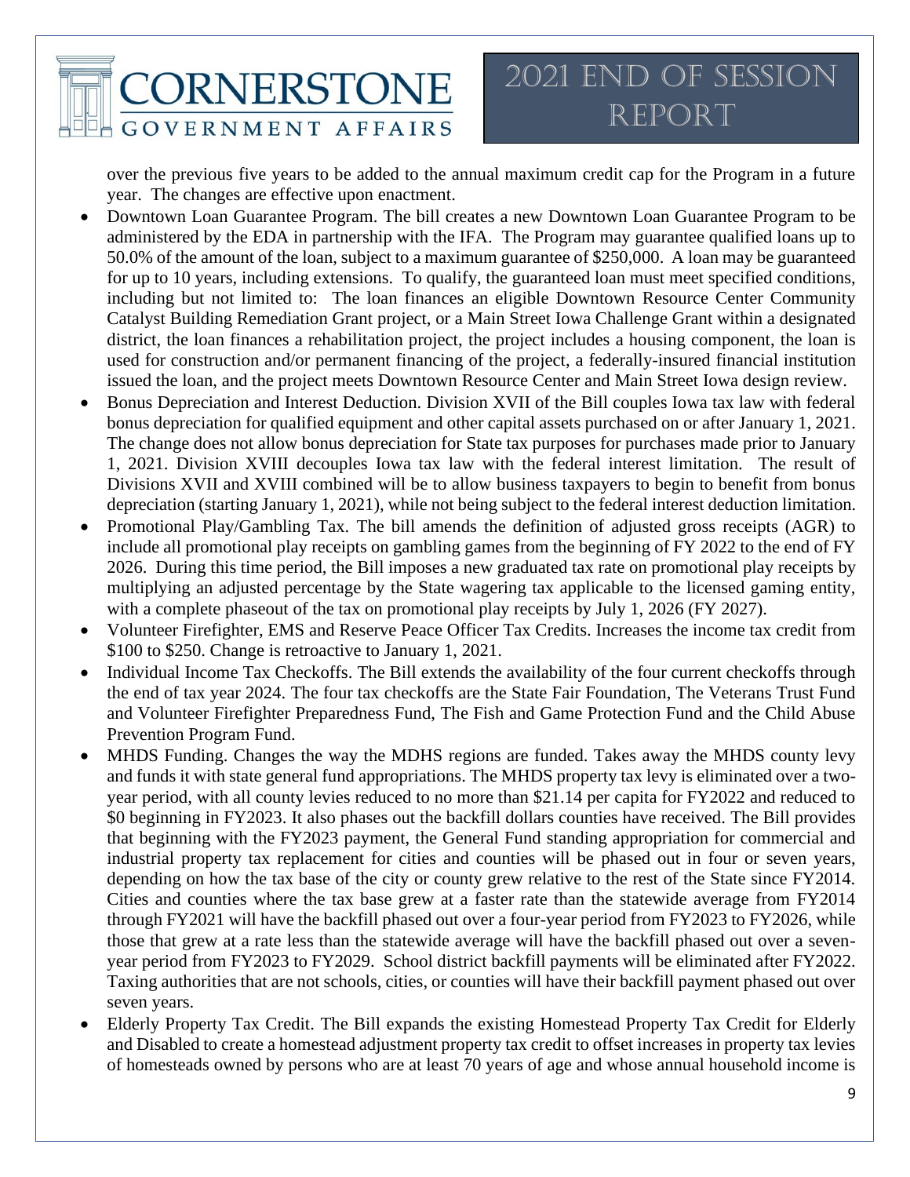over the previous five years to be added to the annual maximum credit cap for the Program in a future year. The changes are effective upon enactment.

- Downtown Loan Guarantee Program. The bill creates a new Downtown Loan Guarantee Program to be administered by the EDA in partnership with the IFA. The Program may guarantee qualified loans up to 50.0% of the amount of the loan, subject to a maximum guarantee of $250,000. A loan may be guaranteed for up to 10 years, including extensions. To qualify, the guaranteed loan must meet specified conditions, including but not limited to: The loan finances an eligible Downtown Resource Center Community Catalyst Building Remediation Grant project, or a Main Street Iowa Challenge Grant within a designated district, the loan finances a rehabilitation project, the project includes a housing component, the loan is used for construction and/or permanent financing of the project, a federally-insured financial institution issued the loan, and the project meets Downtown Resource Center and Main Street Iowa design review.
- Bonus Depreciation and Interest Deduction. Division XVII of the Bill couples Iowa tax law with federal bonus depreciation for qualified equipment and other capital assets purchased on or after January 1, 2021. The change does not allow bonus depreciation for State tax purposes for purchases made prior to January 1, 2021. Division XVIII decouples Iowa tax law with the federal interest limitation. The result of Divisions XVII and XVIII combined will be to allow business taxpayers to begin to benefit from bonus depreciation (starting January 1, 2021), while not being subject to the federal interest deduction limitation.
- Promotional Play/Gambling Tax. The bill amends the definition of adjusted gross receipts (AGR) to include all promotional play receipts on gambling games from the beginning of FY 2022 to the end of FY 2026. During this time period, the Bill imposes a new graduated tax rate on promotional play receipts by multiplying an adjusted percentage by the State wagering tax applicable to the licensed gaming entity, with a complete phaseout of the tax on promotional play receipts by July 1, 2026 (FY 2027).
- Volunteer Firefighter, EMS and Reserve Peace Officer Tax Credits. Increases the income tax credit from $100 to $250. Change is retroactive to January 1, 2021.
- Individual Income Tax Checkoffs. The Bill extends the availability of the four current checkoffs through the end of tax year 2024. The four tax checkoffs are the State Fair Foundation, The Veterans Trust Fund and Volunteer Firefighter Preparedness Fund, The Fish and Game Protection Fund and the Child Abuse Prevention Program Fund.
- MHDS Funding. Changes the way the MDHS regions are funded. Takes away the MHDS county levy and funds it with state general fund appropriations. The MHDS property tax levy is eliminated over a two-year period, with all county levies reduced to no more than $21.14 per capita for FY2022 and reduced to $0 beginning in FY2023. It also phases out the backfill dollars counties have received. The Bill provides that beginning with the FY2023 payment, the General Fund standing appropriation for commercial and industrial property tax replacement for cities and counties will be phased out in four or seven years, depending on how the tax base of the city or county grew relative to the rest of the State since FY2014. Cities and counties where the tax base grew at a faster rate than the statewide average from FY2014 through FY2021 will have the backfill phased out over a four-year period from FY2023 to FY2026, while those that grew at a rate less than the statewide average will have the backfill phased out over a seven-year period from FY2023 to FY2029. School district backfill payments will be eliminated after FY2022. Taxing authorities that are not schools, cities, or counties will have their backfill payment phased out over seven years.
- Elderly Property Tax Credit. The Bill expands the existing Homestead Property Tax Credit for Elderly and Disabled to create a homestead adjustment property tax credit to offset increases in property tax levies of homesteads owned by persons who are at least 70 years of age and whose annual household income is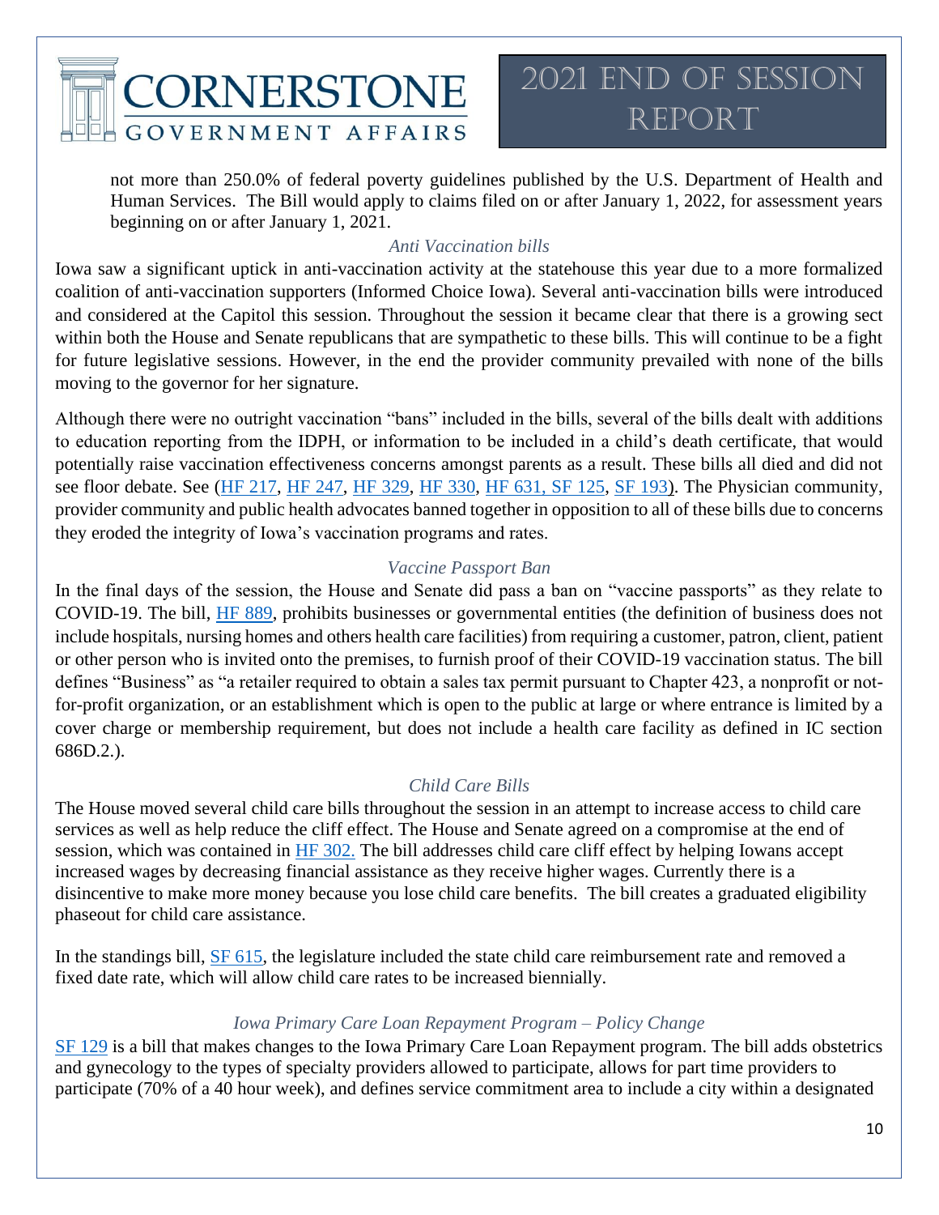not more than 250.0% of federal poverty guidelines published by the U.S. Department of Health and Human Services. The Bill would apply to claims filed on or after January 1, 2022, for assessment years beginning on or after January 1, 2021.

### *Anti Vaccination bills*

Iowa saw a significant uptick in anti-vaccination activity at the statehouse this year due to a more formalized coalition of anti-vaccination supporters (Informed Choice Iowa). Several anti-vaccination bills were introduced and considered at the Capitol this session. Throughout the session it became clear that there is a growing sect within both the House and Senate republicans that are sympathetic to these bills. This will continue to be a fight for future legislative sessions. However, in the end the provider community prevailed with none of the bills moving to the governor for her signature.

Although there were no outright vaccination "bans" included in the bills, several of the bills dealt with additions to education reporting from the IDPH, or information to be included in a child's death certificate, that would potentially raise vaccination effectiveness concerns amongst parents as a result. These bills all died and did not see floor debate. See (HF 217, HF 247, HF 329, HF 330, HF 631, SF 125, SF 193). The Physician community, provider community and public health advocates banned together in opposition to all of these bills due to concerns they eroded the integrity of Iowa's vaccination programs and rates.

### *Vaccine Passport Ban*

In the final days of the session, the House and Senate did pass a ban on "vaccine passports" as they relate to COVID-19. The bill, HF 889, prohibits businesses or governmental entities (the definition of business does not include hospitals, nursing homes and others health care facilities) from requiring a customer, patron, client, patient or other person who is invited onto the premises, to furnish proof of their COVID-19 vaccination status. The bill defines "Business" as "a retailer required to obtain a sales tax permit pursuant to Chapter 423, a nonprofit or not-for-profit organization, or an establishment which is open to the public at large or where entrance is limited by a cover charge or membership requirement, but does not include a health care facility as defined in IC section 686D.2.).

### *Child Care Bills*

The House moved several child care bills throughout the session in an attempt to increase access to child care services as well as help reduce the cliff effect. The House and Senate agreed on a compromise at the end of session, which was contained in HF 302. The bill addresses child care cliff effect by helping Iowans accept increased wages by decreasing financial assistance as they receive higher wages. Currently there is a disincentive to make more money because you lose child care benefits. The bill creates a graduated eligibility phaseout for child care assistance.

In the standings bill, SF 615, the legislature included the state child care reimbursement rate and removed a fixed date rate, which will allow child care rates to be increased biennially.

### *Iowa Primary Care Loan Repayment Program – Policy Change*

SF 129 is a bill that makes changes to the Iowa Primary Care Loan Repayment program. The bill adds obstetrics and gynecology to the types of specialty providers allowed to participate, allows for part time providers to participate (70% of a 40 hour week), and defines service commitment area to include a city within a designated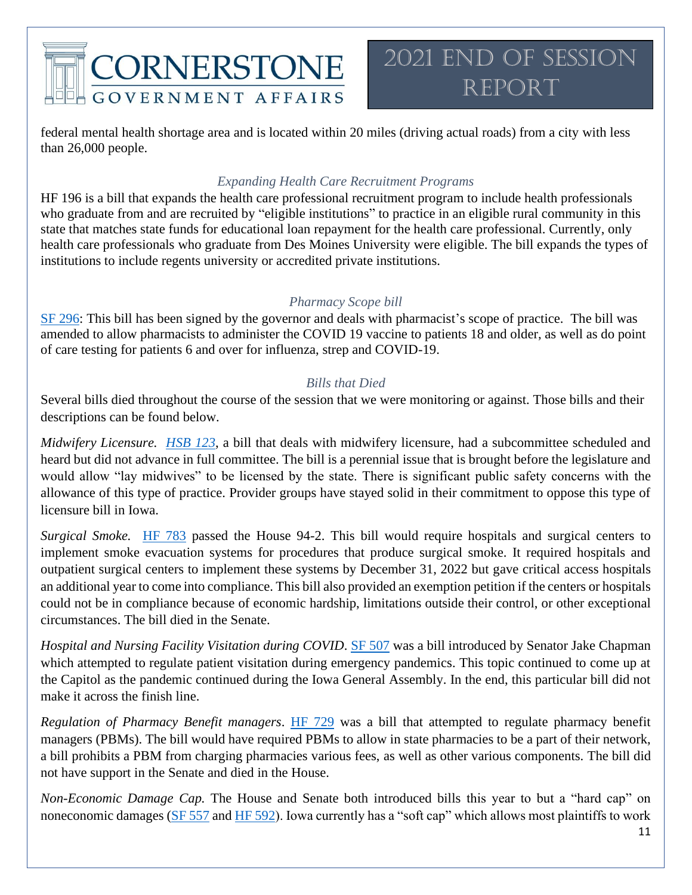federal mental health shortage area and is located within 20 miles (driving actual roads) from a city with less than 26,000 people.

### *Expanding Health Care Recruitment Programs*

HF 196 is a bill that expands the health care professional recruitment program to include health professionals who graduate from and are recruited by "eligible institutions" to practice in an eligible rural community in this state that matches state funds for educational loan repayment for the health care professional. Currently, only health care professionals who graduate from Des Moines University were eligible. The bill expands the types of institutions to include regents university or accredited private institutions.

### *Pharmacy Scope bill*

SF 296: This bill has been signed by the governor and deals with pharmacist's scope of practice. The bill was amended to allow pharmacists to administer the COVID 19 vaccine to patients 18 and older, as well as do point of care testing for patients 6 and over for influenza, strep and COVID-19.

### *Bills that Died*

Several bills died throughout the course of the session that we were monitoring or against. Those bills and their descriptions can be found below.

*Midwifery Licensure. HSB 123*, a bill that deals with midwifery licensure, had a subcommittee scheduled and heard but did not advance in full committee. The bill is a perennial issue that is brought before the legislature and would allow "lay midwives" to be licensed by the state. There is significant public safety concerns with the allowance of this type of practice. Provider groups have stayed solid in their commitment to oppose this type of licensure bill in Iowa.

*Surgical Smoke.* HF 783 passed the House 94-2. This bill would require hospitals and surgical centers to implement smoke evacuation systems for procedures that produce surgical smoke. It required hospitals and outpatient surgical centers to implement these systems by December 31, 2022 but gave critical access hospitals an additional year to come into compliance. This bill also provided an exemption petition if the centers or hospitals could not be in compliance because of economic hardship, limitations outside their control, or other exceptional circumstances. The bill died in the Senate.

*Hospital and Nursing Facility Visitation during COVID*. SF 507 was a bill introduced by Senator Jake Chapman which attempted to regulate patient visitation during emergency pandemics. This topic continued to come up at the Capitol as the pandemic continued during the Iowa General Assembly. In the end, this particular bill did not make it across the finish line.

*Regulation of Pharmacy Benefit managers*. HF 729 was a bill that attempted to regulate pharmacy benefit managers (PBMs). The bill would have required PBMs to allow in state pharmacies to be a part of their network, a bill prohibits a PBM from charging pharmacies various fees, as well as other various components. The bill did not have support in the Senate and died in the House.

*Non-Economic Damage Cap.* The House and Senate both introduced bills this year to but a "hard cap" on noneconomic damages (SF 557 and HF 592). Iowa currently has a "soft cap" which allows most plaintiffs to work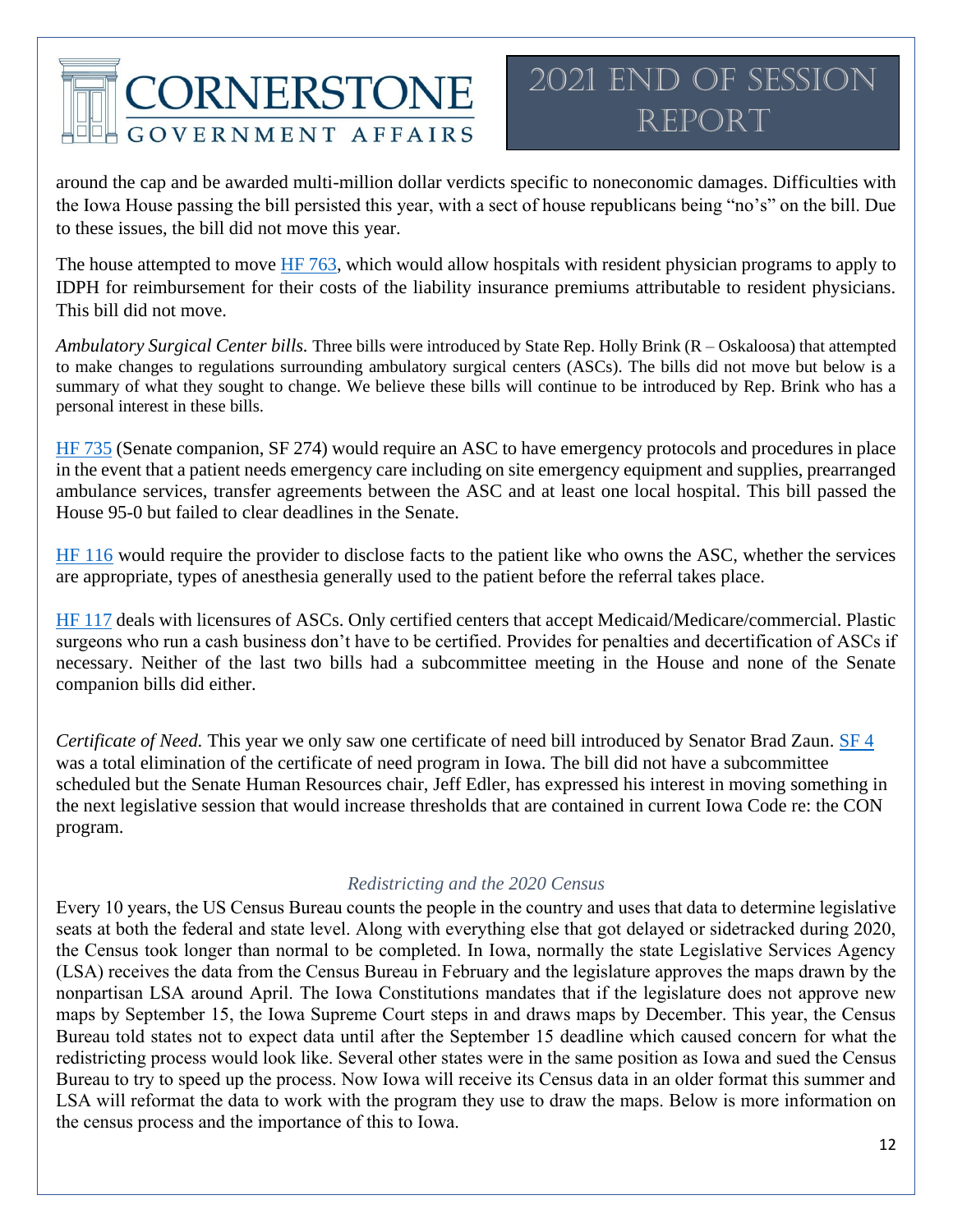around the cap and be awarded multi-million dollar verdicts specific to noneconomic damages. Difficulties with the Iowa House passing the bill persisted this year, with a sect of house republicans being "no's" on the bill. Due to these issues, the bill did not move this year.

The house attempted to move HF 763, which would allow hospitals with resident physician programs to apply to IDPH for reimbursement for their costs of the liability insurance premiums attributable to resident physicians. This bill did not move.

*Ambulatory Surgical Center bills.* Three bills were introduced by State Rep. Holly Brink (R – Oskaloosa) that attempted to make changes to regulations surrounding ambulatory surgical centers (ASCs). The bills did not move but below is a summary of what they sought to change. We believe these bills will continue to be introduced by Rep. Brink who has a personal interest in these bills.

HF 735 (Senate companion, SF 274) would require an ASC to have emergency protocols and procedures in place in the event that a patient needs emergency care including on site emergency equipment and supplies, prearranged ambulance services, transfer agreements between the ASC and at least one local hospital. This bill passed the House 95-0 but failed to clear deadlines in the Senate.

HF 116 would require the provider to disclose facts to the patient like who owns the ASC, whether the services are appropriate, types of anesthesia generally used to the patient before the referral takes place.

HF 117 deals with licensures of ASCs. Only certified centers that accept Medicaid/Medicare/commercial. Plastic surgeons who run a cash business don't have to be certified. Provides for penalties and decertification of ASCs if necessary. Neither of the last two bills had a subcommittee meeting in the House and none of the Senate companion bills did either.

*Certificate of Need.* This year we only saw one certificate of need bill introduced by Senator Brad Zaun. SF 4 was a total elimination of the certificate of need program in Iowa. The bill did not have a subcommittee scheduled but the Senate Human Resources chair, Jeff Edler, has expressed his interest in moving something in the next legislative session that would increase thresholds that are contained in current Iowa Code re: the CON program.

### *Redistricting and the 2020 Census*

Every 10 years, the US Census Bureau counts the people in the country and uses that data to determine legislative seats at both the federal and state level. Along with everything else that got delayed or sidetracked during 2020, the Census took longer than normal to be completed. In Iowa, normally the state Legislative Services Agency (LSA) receives the data from the Census Bureau in February and the legislature approves the maps drawn by the nonpartisan LSA around April. The Iowa Constitutions mandates that if the legislature does not approve new maps by September 15, the Iowa Supreme Court steps in and draws maps by December. This year, the Census Bureau told states not to expect data until after the September 15 deadline which caused concern for what the redistricting process would look like. Several other states were in the same position as Iowa and sued the Census Bureau to try to speed up the process. Now Iowa will receive its Census data in an older format this summer and LSA will reformat the data to work with the program they use to draw the maps. Below is more information on the census process and the importance of this to Iowa.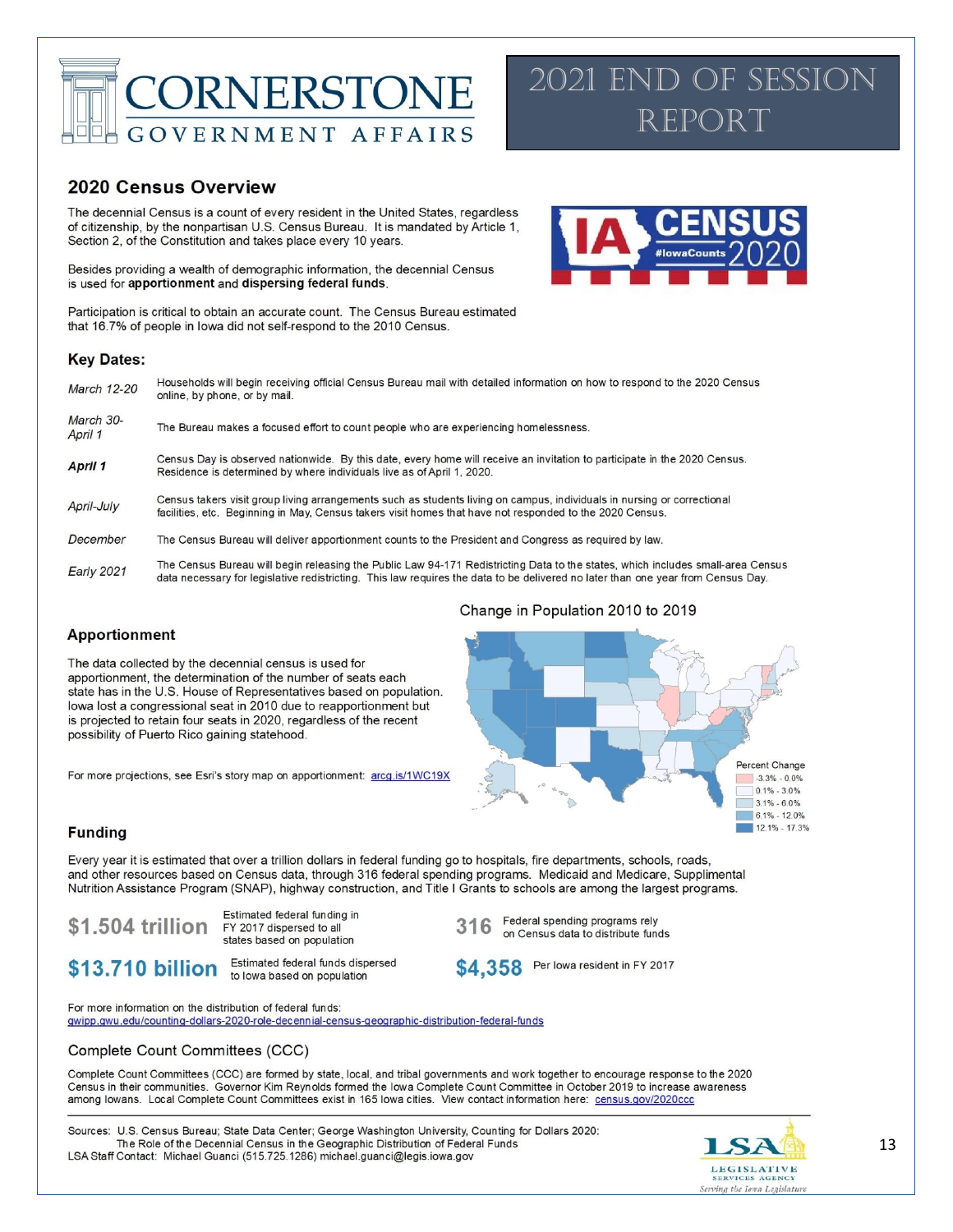# 2021 END OF SESSION REPORT

## 2020 Census Overview

The decennial Census is a count of every resident in the United States, regardless of citizenship, by the nonpartisan U.S. Census Bureau. It is mandated by Article 1, Section 2, of the Constitution and takes place every 10 years.

Besides providing a wealth of demographic information, the decennial Census is used for **apportionment** and **dispersing federal funds**.

Participation is critical to obtain an accurate count. The Census Bureau estimated that 16.7% of people in Iowa did not self-respond to the 2010 Census.

### Key Dates:

| | |
|---|---|
| *March 12-20* | Households will begin receiving official Census Bureau mail with detailed information on how to respond to the 2020 Census online, by phone, or by mail. |
| *March 30-April 1* | The Bureau makes a focused effort to count people who are experiencing homelessness. |
| ***April 1*** | Census Day is observed nationwide. By this date, every home will receive an invitation to participate in the 2020 Census. Residence is determined by where individuals live as of April 1, 2020. |
| *April-July* | Census takers visit group living arrangements such as students living on campus, individuals in nursing or correctional facilities, etc. Beginning in May, Census takers visit homes that have not responded to the 2020 Census. |
| *December* | The Census Bureau will deliver apportionment counts to the President and Congress as required by law. |
| *Early 2021* | The Census Bureau will begin releasing the Public Law 94-171 Redistricting Data to the states, which includes small-area Census data necessary for legislative redistricting. This law requires the data to be delivered no later than one year from Census Day. |

### Apportionment

The data collected by the decennial census is used for apportionment, the determination of the number of seats each state has in the U.S. House of Representatives based on population. Iowa lost a congressional seat in 2010 due to reapportionment but is projected to retain four seats in 2020, regardless of the recent possibility of Puerto Rico gaining statehood.

For more projections, see Esri's story map on apportionment: arcg.is/1WC19X

Change in Population 2010 to 2019

Percent Change
-3.3% - 0.0%
0.1% - 3.0%
3.1% - 6.0%
6.1% - 12.0%
12.1% - 17.3%

### Funding

Every year it is estimated that over a trillion dollars in federal funding go to hospitals, fire departments, schools, roads, and other resources based on Census data, through 316 federal spending programs. Medicaid and Medicare, Supplimental Nutrition Assistance Program (SNAP), highway construction, and Title I Grants to schools are among the largest programs.

**$1.504 trillion** Estimated federal funding in FY 2017 dispersed to all states based on population

**316** Federal spending programs rely on Census data to distribute funds

**$13.710 billion** Estimated federal funds dispersed to Iowa based on population

**$4,358** Per Iowa resident in FY 2017

For more information on the distribution of federal funds:
gwipp.gwu.edu/counting-dollars-2020-role-decennial-census-geographic-distribution-federal-funds

### Complete Count Committees (CCC)

Complete Count Committees (CCC) are formed by state, local, and tribal governments and work together to encourage response to the 2020 Census in their communities. Governor Kim Reynolds formed the Iowa Complete Count Committee in October 2019 to increase awareness among Iowans. Local Complete Count Committees exist in 165 Iowa cities. View contact information here: census.gov/2020ccc

Sources: U.S. Census Bureau; State Data Center; George Washington University, Counting for Dollars 2020: The Role of the Decennial Census in the Geographic Distribution of Federal Funds
LSA Staff Contact: Michael Guanci (515.725.1286) michael.guanci@legis.iowa.gov